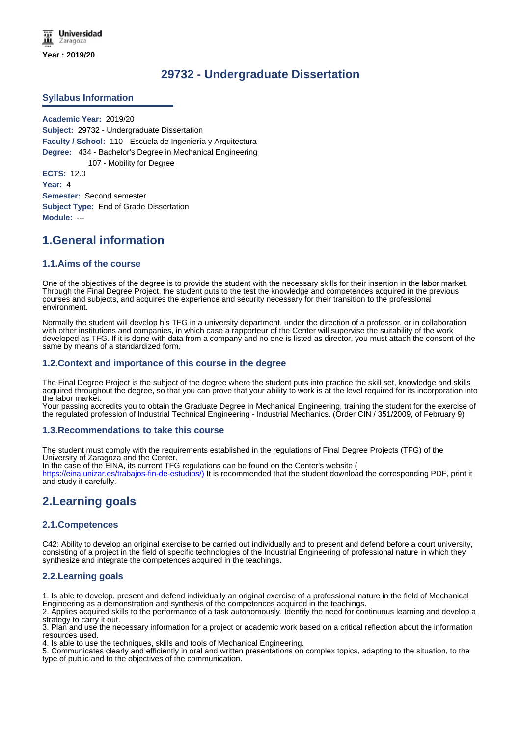Universidad Zaragoza

**Year : 2019/20**

# 29732 - Undergraduate Dissertation

## Syllabus Information

**Academic Year:** 2019/20
**Subject:** 29732 - Undergraduate Dissertation
**Faculty / School:** 110 - Escuela de Ingeniería y Arquitectura
**Degree:** 434 - Bachelor's Degree in Mechanical Engineering
107 - Mobility for Degree
**ECTS:** 12.0
**Year:** 4
**Semester:** Second semester
**Subject Type:** End of Grade Dissertation
**Module:** ---

# 1.General information

### 1.1.Aims of the course

One of the objectives of the degree is to provide the student with the necessary skills for their insertion in the labor market. Through the Final Degree Project, the student puts to the test the knowledge and competences acquired in the previous courses and subjects, and acquires the experience and security necessary for their transition to the professional environment.

Normally the student will develop his TFG in a university department, under the direction of a professor, or in collaboration with other institutions and companies, in which case a rapporteur of the Center will supervise the suitability of the work developed as TFG. If it is done with data from a company and no one is listed as director, you must attach the consent of the same by means of a standardized form.

### 1.2.Context and importance of this course in the degree

The Final Degree Project is the subject of the degree where the student puts into practice the skill set, knowledge and skills acquired throughout the degree, so that you can prove that your ability to work is at the level required for its incorporation into the labor market.
Your passing accredits you to obtain the Graduate Degree in Mechanical Engineering, training the student for the exercise of the regulated profession of Industrial Technical Engineering - Industrial Mechanics. (Order CIN / 351/2009, of February 9)

### 1.3.Recommendations to take this course

The student must comply with the requirements established in the regulations of Final Degree Projects (TFG) of the University of Zaragoza and the Center.
In the case of the EINA, its current TFG regulations can be found on the Center's website ( https://eina.unizar.es/trabajos-fin-de-estudios/) It is recommended that the student download the corresponding PDF, print it and study it carefully.

# 2.Learning goals

### 2.1.Competences

C42: Ability to develop an original exercise to be carried out individually and to present and defend before a court university, consisting of a project in the field of specific technologies of the Industrial Engineering of professional nature in which they synthesize and integrate the competences acquired in the teachings.

### 2.2.Learning goals

1. Is able to develop, present and defend individually an original exercise of a professional nature in the field of Mechanical Engineering as a demonstration and synthesis of the competences acquired in the teachings.
2. Applies acquired skills to the performance of a task autonomously. Identify the need for continuous learning and develop a strategy to carry it out.
3. Plan and use the necessary information for a project or academic work based on a critical reflection about the information resources used.
4. Is able to use the techniques, skills and tools of Mechanical Engineering.
5. Communicates clearly and efficiently in oral and written presentations on complex topics, adapting to the situation, to the type of public and to the objectives of the communication.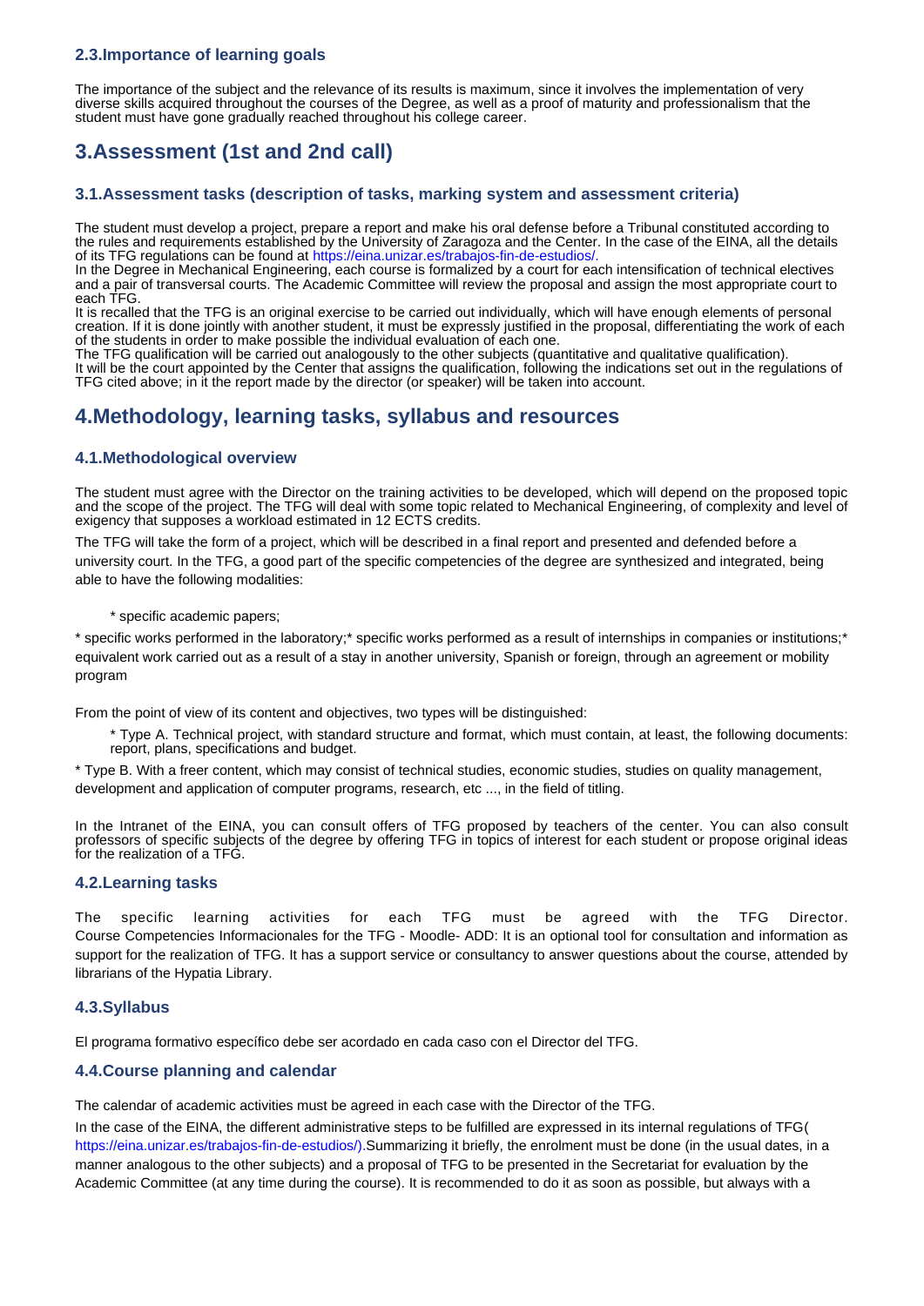### 2.3.Importance of learning goals

The importance of the subject and the relevance of its results is maximum, since it involves the implementation of very diverse skills acquired throughout the courses of the Degree, as well as a proof of maturity and professionalism that the student must have gone gradually reached throughout his college career.

## 3.Assessment (1st and 2nd call)

### 3.1.Assessment tasks (description of tasks, marking system and assessment criteria)

The student must develop a project, prepare a report and make his oral defense before a Tribunal constituted according to the rules and requirements established by the University of Zaragoza and the Center. In the case of the EINA, all the details of its TFG regulations can be found at https://eina.unizar.es/trabajos-fin-de-estudios/.
In the Degree in Mechanical Engineering, each course is formalized by a court for each intensification of technical electives and a pair of transversal courts. The Academic Committee will review the proposal and assign the most appropriate court to each TFG.
It is recalled that the TFG is an original exercise to be carried out individually, which will have enough elements of personal creation. If it is done jointly with another student, it must be expressly justified in the proposal, differentiating the work of each of the students in order to make possible the individual evaluation of each one.
The TFG qualification will be carried out analogously to the other subjects (quantitative and qualitative qualification).
It will be the court appointed by the Center that assigns the qualification, following the indications set out in the regulations of TFG cited above; in it the report made by the director (or speaker) will be taken into account.

## 4.Methodology, learning tasks, syllabus and resources

### 4.1.Methodological overview

The student must agree with the Director on the training activities to be developed, which will depend on the proposed topic and the scope of the project. The TFG will deal with some topic related to Mechanical Engineering, of complexity and level of exigency that supposes a workload estimated in 12 ECTS credits.

The TFG will take the form of a project, which will be described in a final report and presented and defended before a university court. In the TFG, a good part of the specific competencies of the degree are synthesized and integrated, being able to have the following modalities:

* specific academic papers;

* specific works performed in the laboratory;* specific works performed as a result of internships in companies or institutions;* equivalent work carried out as a result of a stay in another university, Spanish or foreign, through an agreement or mobility program

From the point of view of its content and objectives, two types will be distinguished:

* Type A. Technical project, with standard structure and format, which must contain, at least, the following documents: report, plans, specifications and budget.

* Type B. With a freer content, which may consist of technical studies, economic studies, studies on quality management, development and application of computer programs, research, etc ..., in the field of titling.

In the Intranet of the EINA, you can consult offers of TFG proposed by teachers of the center. You can also consult professors of specific subjects of the degree by offering TFG in topics of interest for each student or propose original ideas for the realization of a TFG.

### 4.2.Learning tasks

The specific learning activities for each TFG must be agreed with the TFG Director. Course Competencies Informacionales for the TFG - Moodle- ADD: It is an optional tool for consultation and information as support for the realization of TFG. It has a support service or consultancy to answer questions about the course, attended by librarians of the Hypatia Library.

### 4.3.Syllabus

El programa formativo específico debe ser acordado en cada caso con el Director del TFG.

### 4.4.Course planning and calendar

The calendar of academic activities must be agreed in each case with the Director of the TFG.

In the case of the EINA, the different administrative steps to be fulfilled are expressed in its internal regulations of TFG( https://eina.unizar.es/trabajos-fin-de-estudios/).Summarizing it briefly, the enrolment must be done (in the usual dates, in a manner analogous to the other subjects) and a proposal of TFG to be presented in the Secretariat for evaluation by the Academic Committee (at any time during the course). It is recommended to do it as soon as possible, but always with a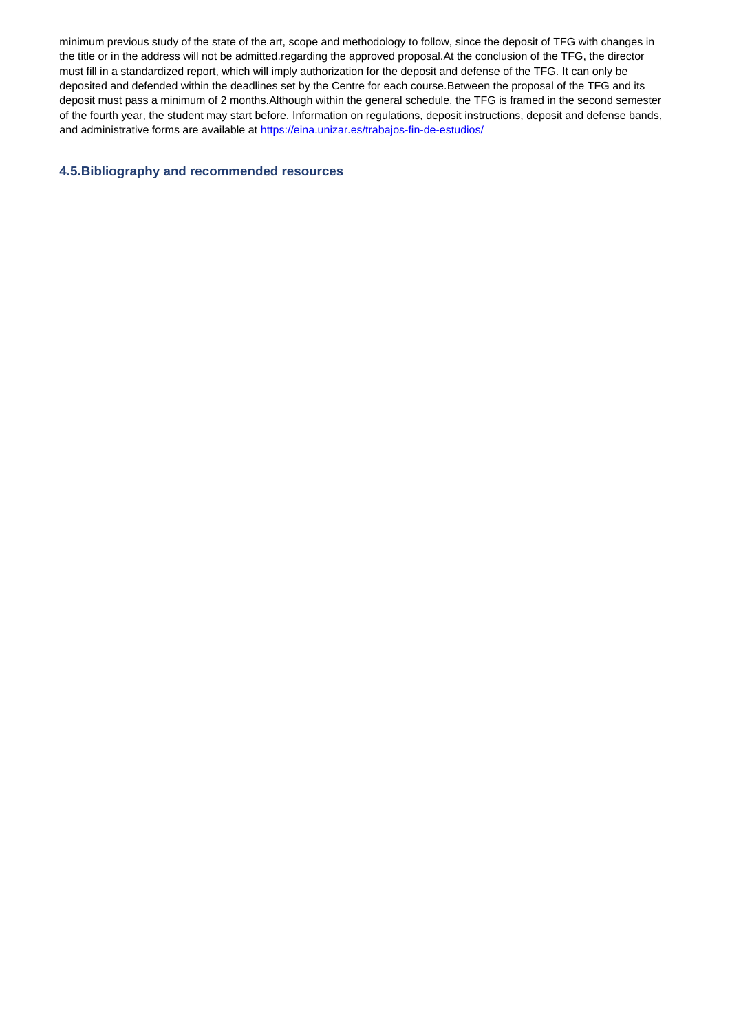minimum previous study of the state of the art, scope and methodology to follow, since the deposit of TFG with changes in the title or in the address will not be admitted.regarding the approved proposal.At the conclusion of the TFG, the director must fill in a standardized report, which will imply authorization for the deposit and defense of the TFG. It can only be deposited and defended within the deadlines set by the Centre for each course.Between the proposal of the TFG and its deposit must pass a minimum of 2 months.Although within the general schedule, the TFG is framed in the second semester of the fourth year, the student may start before. Information on regulations, deposit instructions, deposit and defense bands, and administrative forms are available at https://eina.unizar.es/trabajos-fin-de-estudios/

### 4.5.Bibliography and recommended resources